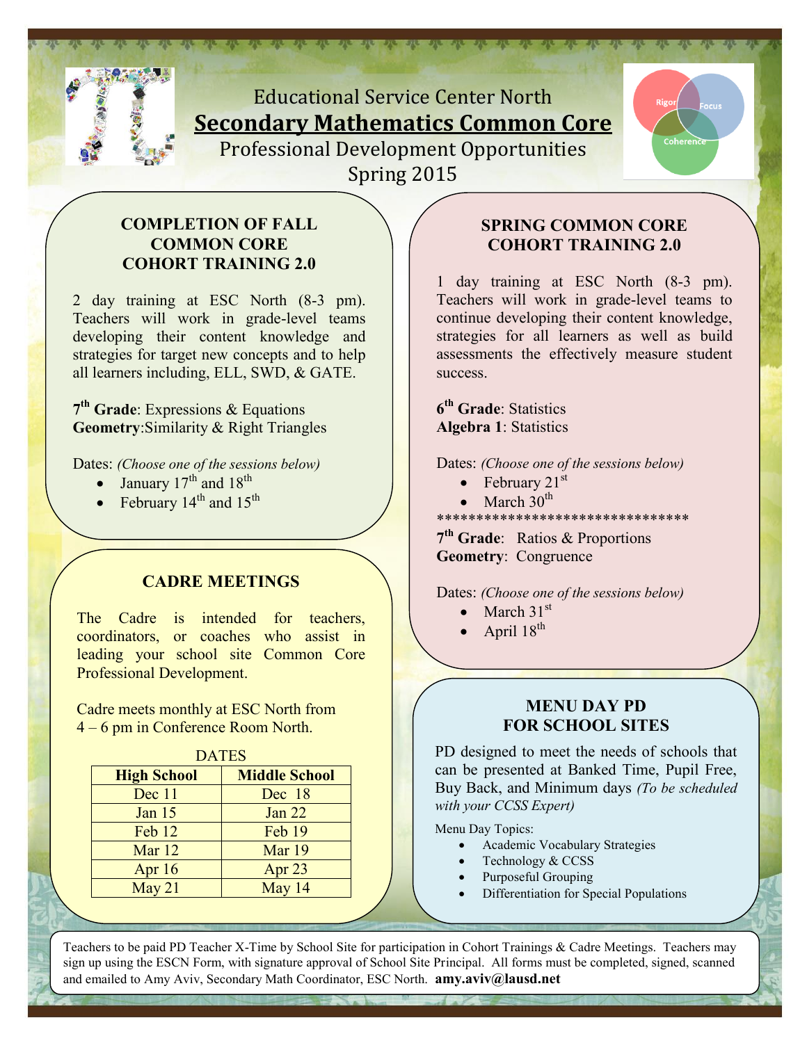# Educational Service Center North

# Secondary Mathematics Common Core

## Professional Development Opportunities Spring 2015

### COMPLETION OF FALL COMMON CORE COHORT TRAINING 2.0

2 day training at ESC North (8-3 pm). Teachers will work in grade-level teams developing their content knowledge and strategies for target new concepts and to help all learners including, ELL, SWD, & GATE.

**7th Grade**: Expressions & Equations
**Geometry**:Similarity & Right Triangles

Dates: *(Choose one of the sessions below)*

- January 17th and 18th
- February 14th and 15th

### CADRE MEETINGS

The Cadre is intended for teachers, coordinators, or coaches who assist in leading your school site Common Core Professional Development.

Cadre meets monthly at ESC North from 4 – 6 pm in Conference Room North.

DATES

| High School | Middle School |
|---|---|
| Dec 11 | Dec 18 |
| Jan 15 | Jan 22 |
| Feb 12 | Feb 19 |
| Mar 12 | Mar 19 |
| Apr 16 | Apr 23 |
| May 21 | May 14 |

### SPRING COMMON CORE COHORT TRAINING 2.0

1 day training at ESC North (8-3 pm). Teachers will work in grade-level teams to continue developing their content knowledge, strategies for all learners as well as build assessments the effectively measure student success.

**6th Grade**: Statistics
**Algebra 1**: Statistics

Dates: *(Choose one of the sessions below)*

- February 21st
- March 30th

********************************

**7th Grade**: Ratios & Proportions
**Geometry**: Congruence

Dates: *(Choose one of the sessions below)*

- March 31st
- April 18th

### MENU DAY PD FOR SCHOOL SITES

PD designed to meet the needs of schools that can be presented at Banked Time, Pupil Free, Buy Back, and Minimum days *(To be scheduled with your CCSS Expert)*

Menu Day Topics:

- Academic Vocabulary Strategies
- Technology & CCSS
- Purposeful Grouping
- Differentiation for Special Populations

Teachers to be paid PD Teacher X-Time by School Site for participation in Cohort Trainings & Cadre Meetings. Teachers may sign up using the ESCN Form, with signature approval of School Site Principal. All forms must be completed, signed, scanned and emailed to Amy Aviv, Secondary Math Coordinator, ESC North. **amy.aviv@lausd.net**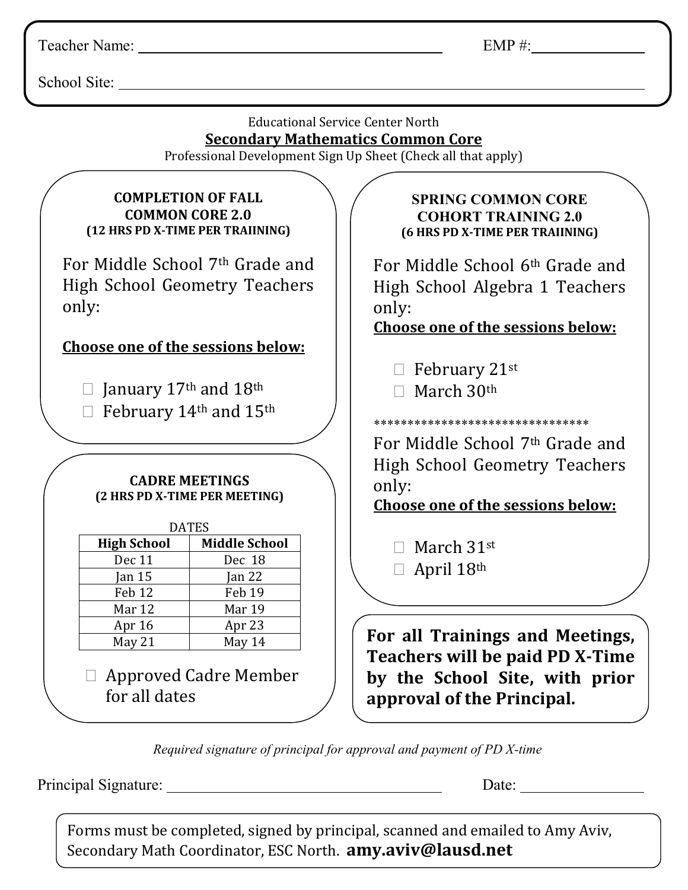Teacher Name: ______________________________ EMP #: ______________

School Site: ______________________________________________

Educational Service Center North

## Secondary Mathematics Common Core

Professional Development Sign Up Sheet (Check all that apply)

### COMPLETION OF FALL COMMON CORE 2.0
**(12 HRS PD X-TIME PER TRAIINING)**

For Middle School 7th Grade and High School Geometry Teachers only:

**Choose one of the sessions below:**

- ☐ January 17th and 18th
- ☐ February 14th and 15th

### CADRE MEETINGS
**(2 HRS PD X-TIME PER MEETING)**

DATES

| High School | Middle School |
|---|---|
| Dec 11 | Dec 18 |
| Jan 15 | Jan 22 |
| Feb 12 | Feb 19 |
| Mar 12 | Mar 19 |
| Apr 16 | Apr 23 |
| May 21 | May 14 |

- ☐ Approved Cadre Member for all dates

### SPRING COMMON CORE COHORT TRAINING 2.0
**(6 HRS PD X-TIME PER TRAIINING)**

For Middle School 6th Grade and High School Algebra 1 Teachers only:

**Choose one of the sessions below:**

- ☐ February 21st
- ☐ March 30th

********************************

For Middle School 7th Grade and High School Geometry Teachers only:

**Choose one of the sessions below:**

- ☐ March 31st
- ☐ April 18th

**For all Trainings and Meetings, Teachers will be paid PD X-Time by the School Site, with prior approval of the Principal.**

*Required signature of principal for approval and payment of PD X-time*

Principal Signature: ______________________________ Date: ______________

Forms must be completed, signed by principal, scanned and emailed to Amy Aviv, Secondary Math Coordinator, ESC North. **amy.aviv@lausd.net**